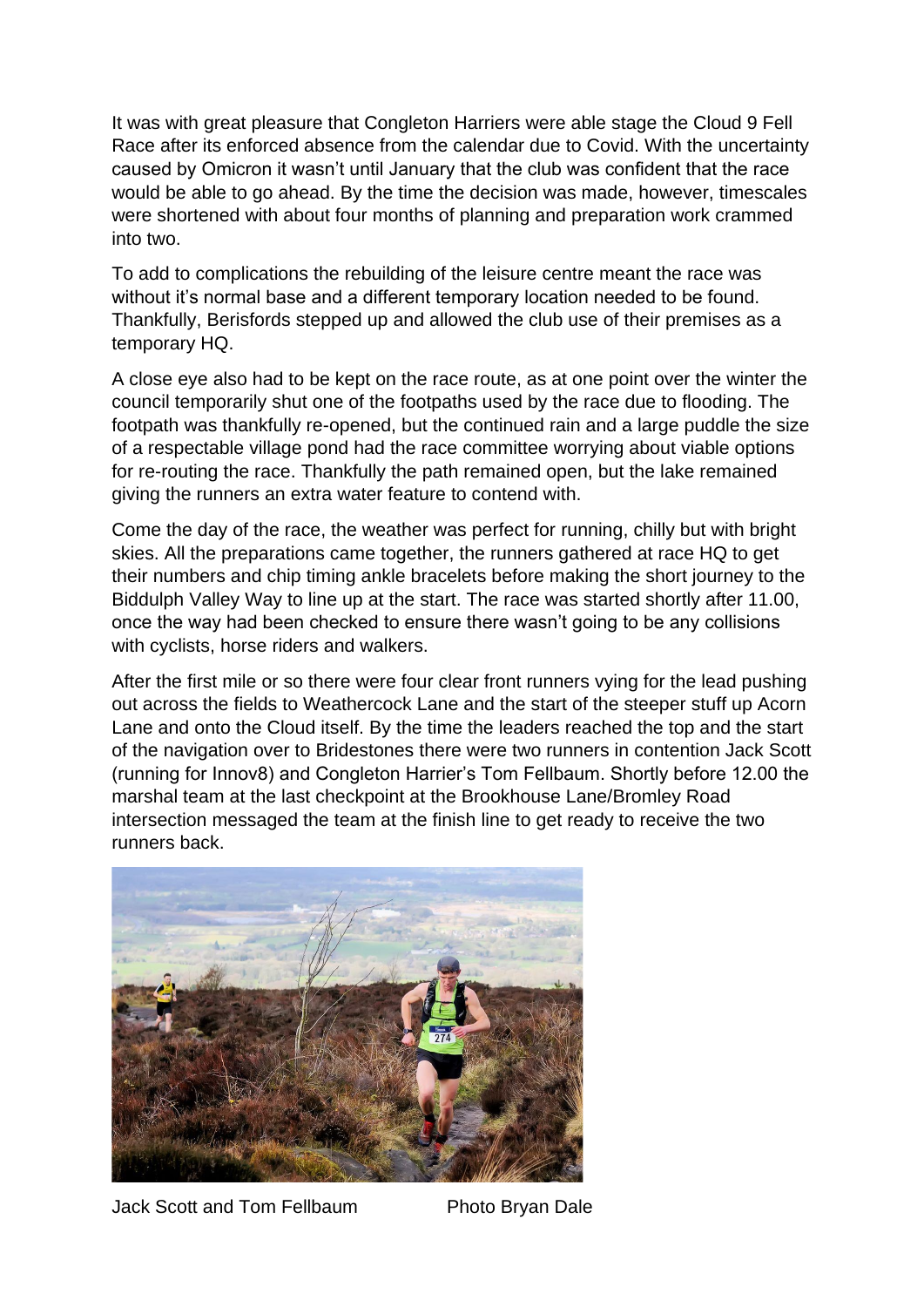It was with great pleasure that Congleton Harriers were able stage the Cloud 9 Fell Race after its enforced absence from the calendar due to Covid. With the uncertainty caused by Omicron it wasn't until January that the club was confident that the race would be able to go ahead. By the time the decision was made, however, timescales were shortened with about four months of planning and preparation work crammed into two.

To add to complications the rebuilding of the leisure centre meant the race was without it's normal base and a different temporary location needed to be found. Thankfully, Berisfords stepped up and allowed the club use of their premises as a temporary HQ.

A close eye also had to be kept on the race route, as at one point over the winter the council temporarily shut one of the footpaths used by the race due to flooding. The footpath was thankfully re-opened, but the continued rain and a large puddle the size of a respectable village pond had the race committee worrying about viable options for re-routing the race. Thankfully the path remained open, but the lake remained giving the runners an extra water feature to contend with.

Come the day of the race, the weather was perfect for running, chilly but with bright skies. All the preparations came together, the runners gathered at race HQ to get their numbers and chip timing ankle bracelets before making the short journey to the Biddulph Valley Way to line up at the start. The race was started shortly after 11.00, once the way had been checked to ensure there wasn't going to be any collisions with cyclists, horse riders and walkers.

After the first mile or so there were four clear front runners vying for the lead pushing out across the fields to Weathercock Lane and the start of the steeper stuff up Acorn Lane and onto the Cloud itself. By the time the leaders reached the top and the start of the navigation over to Bridestones there were two runners in contention Jack Scott (running for Innov8) and Congleton Harrier's Tom Fellbaum. Shortly before 12.00 the marshal team at the last checkpoint at the Brookhouse Lane/Bromley Road intersection messaged the team at the finish line to get ready to receive the two runners back.

Jack Scott and Tom Fellbaum Photo Bryan Dale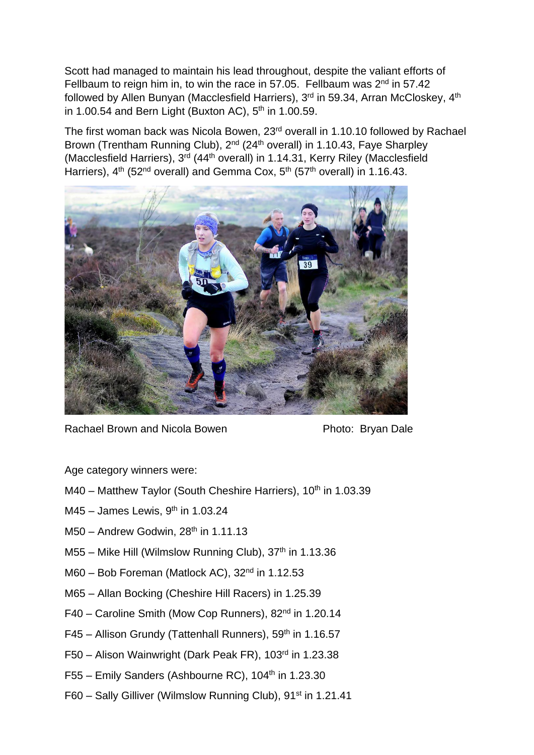Scott had managed to maintain his lead throughout, despite the valiant efforts of Fellbaum to reign him in, to win the race in 57.05. Fellbaum was 2nd in 57.42 followed by Allen Bunyan (Macclesfield Harriers), 3rd in 59.34, Arran McCloskey, 4th in 1.00.54 and Bern Light (Buxton AC), 5th in 1.00.59.

The first woman back was Nicola Bowen, 23rd overall in 1.10.10 followed by Rachael Brown (Trentham Running Club), 2nd (24th overall) in 1.10.43, Faye Sharpley (Macclesfield Harriers), 3rd (44th overall) in 1.14.31, Kerry Riley (Macclesfield Harriers), 4th (52nd overall) and Gemma Cox, 5th (57th overall) in 1.16.43.

Rachael Brown and Nicola Bowen Photo: Bryan Dale

Age category winners were:

M40 – Matthew Taylor (South Cheshire Harriers), 10th in 1.03.39

M45 – James Lewis, 9th in 1.03.24

M50 – Andrew Godwin, 28th in 1.11.13

M55 – Mike Hill (Wilmslow Running Club), 37th in 1.13.36

M60 – Bob Foreman (Matlock AC), 32nd in 1.12.53

M65 – Allan Bocking (Cheshire Hill Racers) in 1.25.39

F40 – Caroline Smith (Mow Cop Runners), 82nd in 1.20.14

F45 – Allison Grundy (Tattenhall Runners), 59th in 1.16.57

F50 – Alison Wainwright (Dark Peak FR), 103rd in 1.23.38

F55 – Emily Sanders (Ashbourne RC), 104th in 1.23.30

F60 – Sally Gilliver (Wilmslow Running Club), 91st in 1.21.41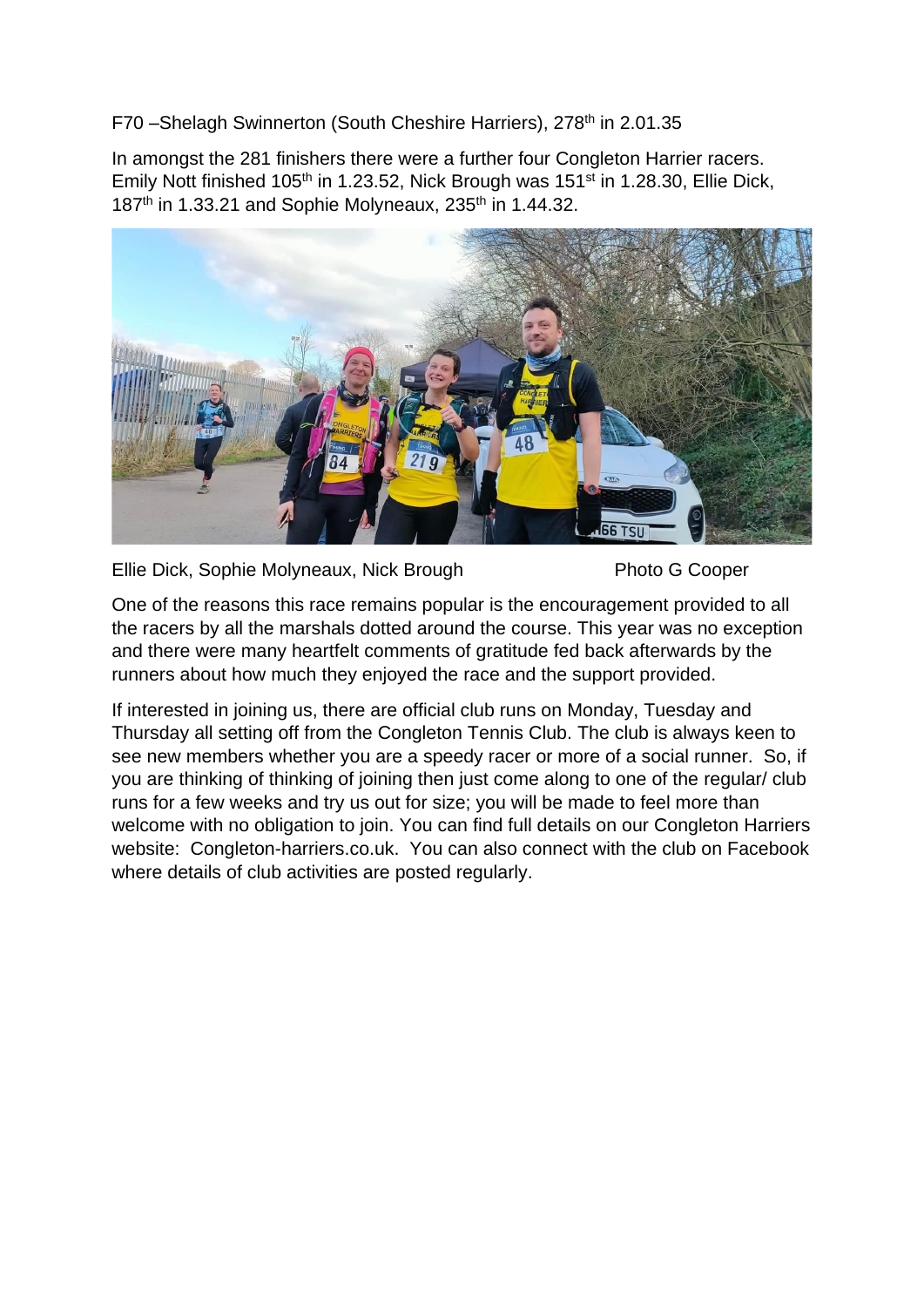F70 –Shelagh Swinnerton (South Cheshire Harriers), 278th in 2.01.35

In amongst the 281 finishers there were a further four Congleton Harrier racers. Emily Nott finished 105th in 1.23.52, Nick Brough was 151st in 1.28.30, Ellie Dick, 187th in 1.33.21 and Sophie Molyneaux, 235th in 1.44.32.

Ellie Dick, Sophie Molyneaux, Nick Brough Photo G Cooper

One of the reasons this race remains popular is the encouragement provided to all the racers by all the marshals dotted around the course. This year was no exception and there were many heartfelt comments of gratitude fed back afterwards by the runners about how much they enjoyed the race and the support provided.

If interested in joining us, there are official club runs on Monday, Tuesday and Thursday all setting off from the Congleton Tennis Club. The club is always keen to see new members whether you are a speedy racer or more of a social runner. So, if you are thinking of thinking of joining then just come along to one of the regular/ club runs for a few weeks and try us out for size; you will be made to feel more than welcome with no obligation to join. You can find full details on our Congleton Harriers website: Congleton-harriers.co.uk. You can also connect with the club on Facebook where details of club activities are posted regularly.